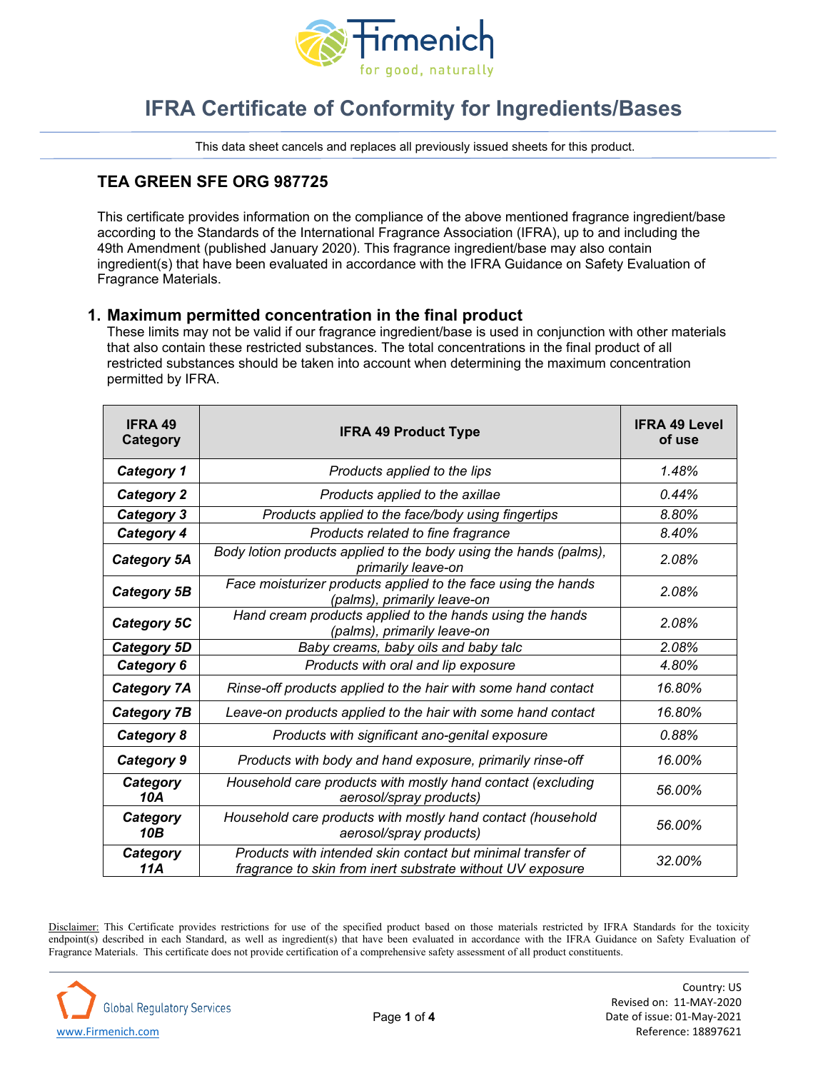# IFRA Certificate of Conformity for Ingredients/Bases

This data sheet cancels and replaces all previously issued sheets for this product.

## TEA GREEN SFE ORG 987725

This certificate provides information on the compliance of the above mentioned fragrance ingredient/base according to the Standards of the International Fragrance Association (IFRA), up to and including the 49th Amendment (published January 2020). This fragrance ingredient/base may also contain ingredient(s) that have been evaluated in accordance with the IFRA Guidance on Safety Evaluation of Fragrance Materials.

### 1. Maximum permitted concentration in the final product

These limits may not be valid if our fragrance ingredient/base is used in conjunction with other materials that also contain these restricted substances. The total concentrations in the final product of all restricted substances should be taken into account when determining the maximum concentration permitted by IFRA.

| IFRA 49 Category | IFRA 49 Product Type | IFRA 49 Level of use |
|---|---|---|
| *Category 1* | *Products applied to the lips* | *1.48%* |
| *Category 2* | *Products applied to the axillae* | *0.44%* |
| *Category 3* | *Products applied to the face/body using fingertips* | *8.80%* |
| *Category 4* | *Products related to fine fragrance* | *8.40%* |
| *Category 5A* | *Body lotion products applied to the body using the hands (palms), primarily leave-on* | *2.08%* |
| *Category 5B* | *Face moisturizer products applied to the face using the hands (palms), primarily leave-on* | *2.08%* |
| *Category 5C* | *Hand cream products applied to the hands using the hands (palms), primarily leave-on* | *2.08%* |
| *Category 5D* | *Baby creams, baby oils and baby talc* | *2.08%* |
| *Category 6* | *Products with oral and lip exposure* | *4.80%* |
| *Category 7A* | *Rinse-off products applied to the hair with some hand contact* | *16.80%* |
| *Category 7B* | *Leave-on products applied to the hair with some hand contact* | *16.80%* |
| *Category 8* | *Products with significant ano-genital exposure* | *0.88%* |
| *Category 9* | *Products with body and hand exposure, primarily rinse-off* | *16.00%* |
| *Category 10A* | *Household care products with mostly hand contact (excluding aerosol/spray products)* | *56.00%* |
| *Category 10B* | *Household care products with mostly hand contact (household aerosol/spray products)* | *56.00%* |
| *Category 11A* | *Products with intended skin contact but minimal transfer of fragrance to skin from inert substrate without UV exposure* | *32.00%* |

Disclaimer: This Certificate provides restrictions for use of the specified product based on those materials restricted by IFRA Standards for the toxicity endpoint(s) described in each Standard, as well as ingredient(s) that have been evaluated in accordance with the IFRA Guidance on Safety Evaluation of Fragrance Materials. This certificate does not provide certification of a comprehensive safety assessment of all product constituents.

Global Regulatory Services
www.Firmenich.com

Country: US
Revised on: 11-MAY-2020
Date of issue: 01-May-2021
Reference: 18897621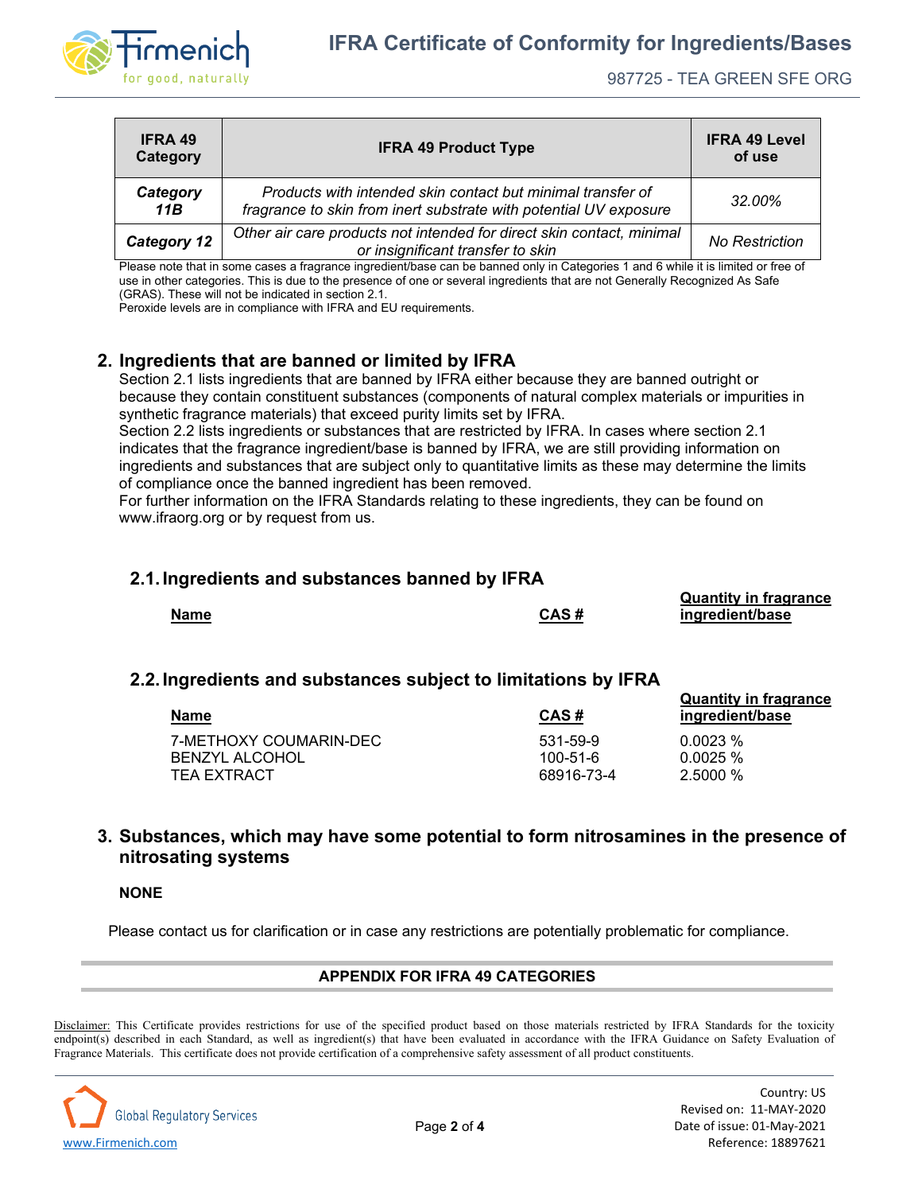| IFRA 49 Category | IFRA 49 Product Type | IFRA 49 Level of use |
|---|---|---|
| *Category 11B* | *Products with intended skin contact but minimal transfer of fragrance to skin from inert substrate with potential UV exposure* | *32.00%* |
| *Category 12* | *Other air care products not intended for direct skin contact, minimal or insignificant transfer to skin* | *No Restriction* |

Please note that in some cases a fragrance ingredient/base can be banned only in Categories 1 and 6 while it is limited or free of use in other categories. This is due to the presence of one or several ingredients that are not Generally Recognized As Safe (GRAS). These will not be indicated in section 2.1.
Peroxide levels are in compliance with IFRA and EU requirements.

## 2. Ingredients that are banned or limited by IFRA

Section 2.1 lists ingredients that are banned by IFRA either because they are banned outright or because they contain constituent substances (components of natural complex materials or impurities in synthetic fragrance materials) that exceed purity limits set by IFRA.
Section 2.2 lists ingredients or substances that are restricted by IFRA. In cases where section 2.1 indicates that the fragrance ingredient/base is banned by IFRA, we are still providing information on ingredients and substances that are subject only to quantitative limits as these may determine the limits of compliance once the banned ingredient has been removed.
For further information on the IFRA Standards relating to these ingredients, they can be found on www.ifraorg.org or by request from us.

### 2.1. Ingredients and substances banned by IFRA

| Name | CAS # | Quantity in fragrance ingredient/base |
|---|---|---|

### 2.2. Ingredients and substances subject to limitations by IFRA

| Name | CAS # | Quantity in fragrance ingredient/base |
|---|---|---|
| 7-METHOXY COUMARIN-DEC | 531-59-9 | 0.0023 % |
| BENZYL ALCOHOL | 100-51-6 | 0.0025 % |
| TEA EXTRACT | 68916-73-4 | 2.5000 % |

## 3. Substances, which may have some potential to form nitrosamines in the presence of nitrosating systems

**NONE**

Please contact us for clarification or in case any restrictions are potentially problematic for compliance.

**APPENDIX FOR IFRA 49 CATEGORIES**

Disclaimer: This Certificate provides restrictions for use of the specified product based on those materials restricted by IFRA Standards for the toxicity endpoint(s) described in each Standard, as well as ingredient(s) that have been evaluated in accordance with the IFRA Guidance on Safety Evaluation of Fragrance Materials. This certificate does not provide certification of a comprehensive safety assessment of all product constituents.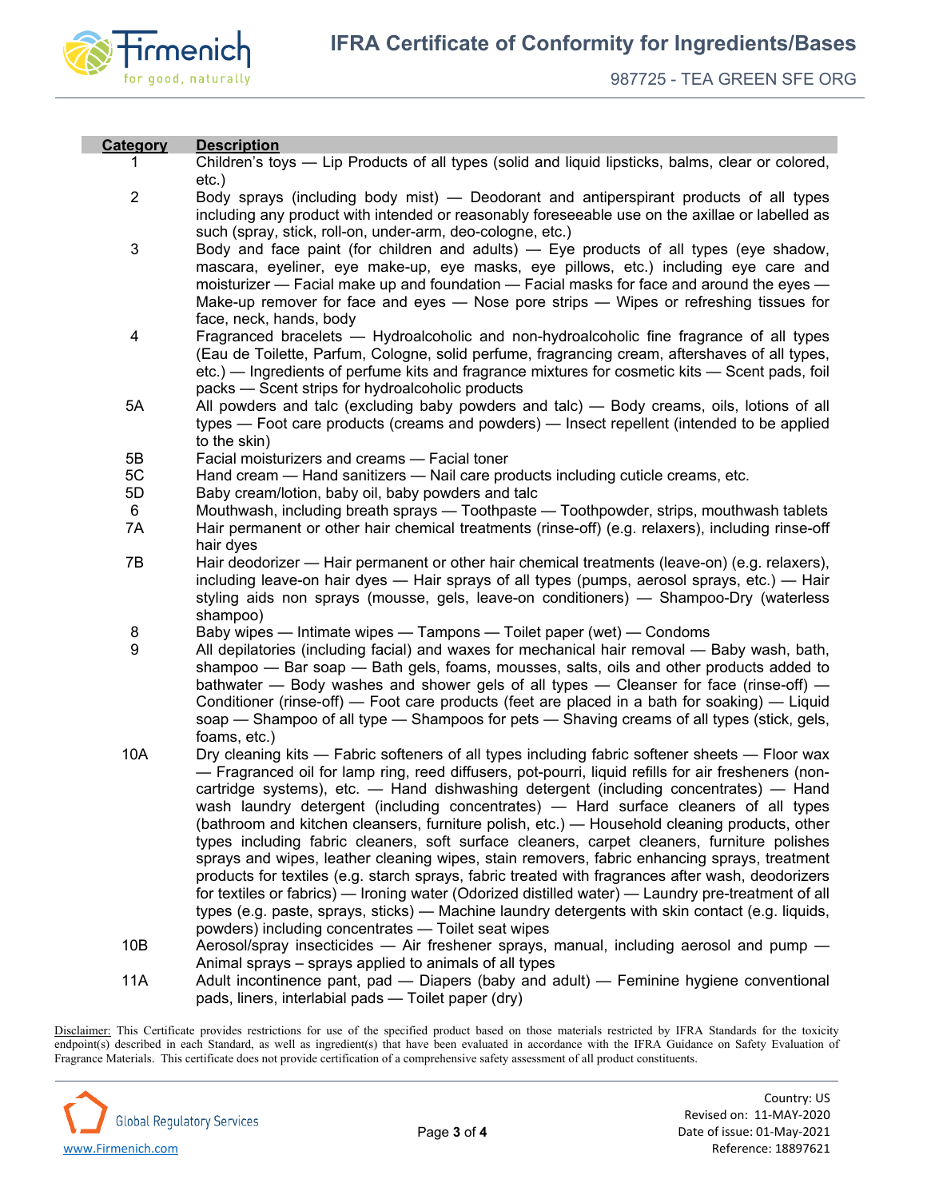| Category | Description |
|---|---|
| 1 | Children's toys — Lip Products of all types (solid and liquid lipsticks, balms, clear or colored, etc.) |
| 2 | Body sprays (including body mist) — Deodorant and antiperspirant products of all types including any product with intended or reasonably foreseeable use on the axillae or labelled as such (spray, stick, roll-on, under-arm, deo-cologne, etc.) |
| 3 | Body and face paint (for children and adults) — Eye products of all types (eye shadow, mascara, eyeliner, eye make-up, eye masks, eye pillows, etc.) including eye care and moisturizer — Facial make up and foundation — Facial masks for face and around the eyes — Make-up remover for face and eyes — Nose pore strips — Wipes or refreshing tissues for face, neck, hands, body |
| 4 | Fragranced bracelets — Hydroalcoholic and non-hydroalcoholic fine fragrance of all types (Eau de Toilette, Parfum, Cologne, solid perfume, fragrancing cream, aftershaves of all types, etc.) — Ingredients of perfume kits and fragrance mixtures for cosmetic kits — Scent pads, foil packs — Scent strips for hydroalcoholic products |
| 5A | All powders and talc (excluding baby powders and talc) — Body creams, oils, lotions of all types — Foot care products (creams and powders) — Insect repellent (intended to be applied to the skin) |
| 5B | Facial moisturizers and creams — Facial toner |
| 5C | Hand cream — Hand sanitizers — Nail care products including cuticle creams, etc. |
| 5D | Baby cream/lotion, baby oil, baby powders and talc |
| 6 | Mouthwash, including breath sprays — Toothpaste — Toothpowder, strips, mouthwash tablets |
| 7A | Hair permanent or other hair chemical treatments (rinse-off) (e.g. relaxers), including rinse-off hair dyes |
| 7B | Hair deodorizer — Hair permanent or other hair chemical treatments (leave-on) (e.g. relaxers), including leave-on hair dyes — Hair sprays of all types (pumps, aerosol sprays, etc.) — Hair styling aids non sprays (mousse, gels, leave-on conditioners) — Shampoo-Dry (waterless shampoo) |
| 8 | Baby wipes — Intimate wipes — Tampons — Toilet paper (wet) — Condoms |
| 9 | All depilatories (including facial) and waxes for mechanical hair removal — Baby wash, bath, shampoo — Bar soap — Bath gels, foams, mousses, salts, oils and other products added to bathwater — Body washes and shower gels of all types — Cleanser for face (rinse-off) — Conditioner (rinse-off) — Foot care products (feet are placed in a bath for soaking) — Liquid soap — Shampoo of all type — Shampoos for pets — Shaving creams of all types (stick, gels, foams, etc.) |
| 10A | Dry cleaning kits — Fabric softeners of all types including fabric softener sheets — Floor wax — Fragranced oil for lamp ring, reed diffusers, pot-pourri, liquid refills for air fresheners (non-cartridge systems), etc. — Hand dishwashing detergent (including concentrates) — Hand wash laundry detergent (including concentrates) — Hard surface cleaners of all types (bathroom and kitchen cleansers, furniture polish, etc.) — Household cleaning products, other types including fabric cleaners, soft surface cleaners, carpet cleaners, furniture polishes sprays and wipes, leather cleaning wipes, stain removers, fabric enhancing sprays, treatment products for textiles (e.g. starch sprays, fabric treated with fragrances after wash, deodorizers for textiles or fabrics) — Ironing water (Odorized distilled water) — Laundry pre-treatment of all types (e.g. paste, sprays, sticks) — Machine laundry detergents with skin contact (e.g. liquids, powders) including concentrates — Toilet seat wipes |
| 10B | Aerosol/spray insecticides — Air freshener sprays, manual, including aerosol and pump — Animal sprays – sprays applied to animals of all types |
| 11A | Adult incontinence pant, pad — Diapers (baby and adult) — Feminine hygiene conventional pads, liners, interlabial pads — Toilet paper (dry) |

Disclaimer: This Certificate provides restrictions for use of the specified product based on those materials restricted by IFRA Standards for the toxicity endpoint(s) described in each Standard, as well as ingredient(s) that have been evaluated in accordance with the IFRA Guidance on Safety Evaluation of Fragrance Materials. This certificate does not provide certification of a comprehensive safety assessment of all product constituents.

Country: US
Revised on: 11-MAY-2020
Date of issue: 01-May-2021
Reference: 18897621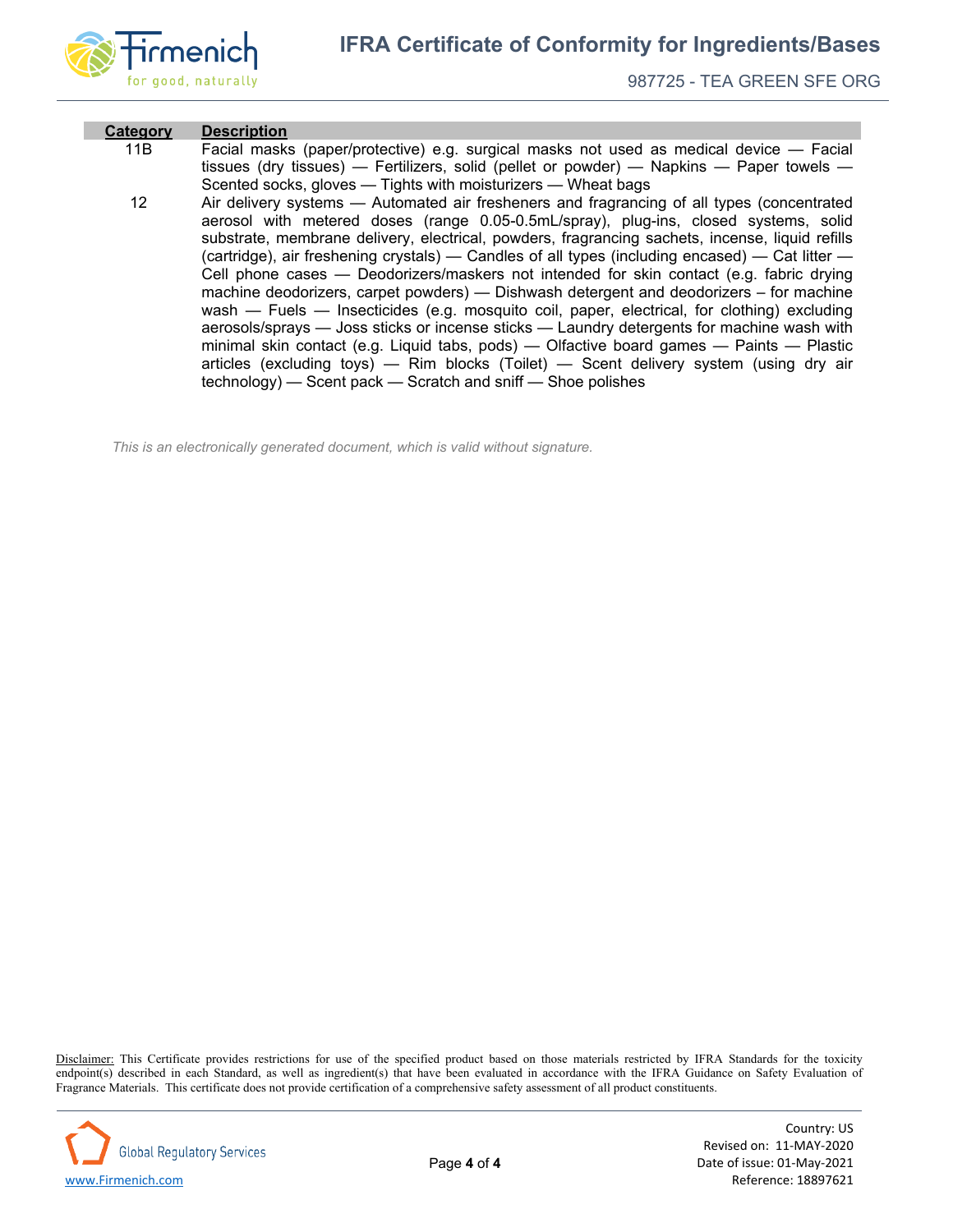| Category | Description |
|---|---|
| 11B | Facial masks (paper/protective) e.g. surgical masks not used as medical device — Facial tissues (dry tissues) — Fertilizers, solid (pellet or powder) — Napkins — Paper towels — Scented socks, gloves — Tights with moisturizers — Wheat bags |
| 12 | Air delivery systems — Automated air fresheners and fragrancing of all types (concentrated aerosol with metered doses (range 0.05-0.5mL/spray), plug-ins, closed systems, solid substrate, membrane delivery, electrical, powders, fragrancing sachets, incense, liquid refills (cartridge), air freshening crystals) — Candles of all types (including encased) — Cat litter — Cell phone cases — Deodorizers/maskers not intended for skin contact (e.g. fabric drying machine deodorizers, carpet powders) — Dishwash detergent and deodorizers – for machine wash — Fuels — Insecticides (e.g. mosquito coil, paper, electrical, for clothing) excluding aerosols/sprays — Joss sticks or incense sticks — Laundry detergents for machine wash with minimal skin contact (e.g. Liquid tabs, pods) — Olfactive board games — Paints — Plastic articles (excluding toys) — Rim blocks (Toilet) — Scent delivery system (using dry air technology) — Scent pack — Scratch and sniff — Shoe polishes |

*This is an electronically generated document, which is valid without signature.*

Disclaimer: This Certificate provides restrictions for use of the specified product based on those materials restricted by IFRA Standards for the toxicity endpoint(s) described in each Standard, as well as ingredient(s) that have been evaluated in accordance with the IFRA Guidance on Safety Evaluation of Fragrance Materials. This certificate does not provide certification of a comprehensive safety assessment of all product constituents.

Global Regulatory Services
www.Firmenich.com

Country: US
Revised on: 11-MAY-2020
Date of issue: 01-May-2021
Reference: 18897621